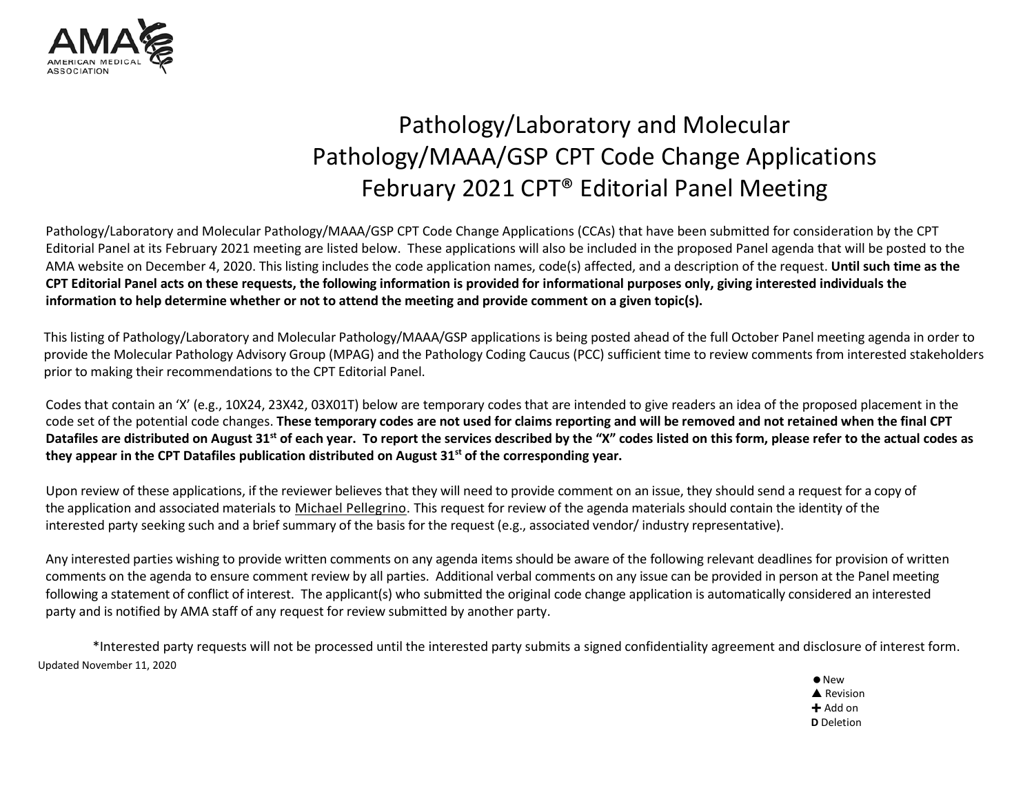AMA AMERICAN MEDICAL ASSOCIATION

# Pathology/Laboratory and Molecular Pathology/MAAA/GSP CPT Code Change Applications February 2021 CPT® Editorial Panel Meeting

Pathology/Laboratory and Molecular Pathology/MAAA/GSP CPT Code Change Applications (CCAs) that have been submitted for consideration by the CPT Editorial Panel at its February 2021 meeting are listed below. These applications will also be included in the proposed Panel agenda that will be posted to the AMA website on December 4, 2020. This listing includes the code application names, code(s) affected, and a description of the request. **Until such time as the CPT Editorial Panel acts on these requests, the following information is provided for informational purposes only, giving interested individuals the information to help determine whether or not to attend the meeting and provide comment on a given topic(s).**

This listing of Pathology/Laboratory and Molecular Pathology/MAAA/GSP applications is being posted ahead of the full October Panel meeting agenda in order to provide the Molecular Pathology Advisory Group (MPAG) and the Pathology Coding Caucus (PCC) sufficient time to review comments from interested stakeholders prior to making their recommendations to the CPT Editorial Panel.

Codes that contain an 'X' (e.g., 10X24, 23X42, 03X01T) below are temporary codes that are intended to give readers an idea of the proposed placement in the code set of the potential code changes. **These temporary codes are not used for claims reporting and will be removed and not retained when the final CPT Datafiles are distributed on August 31st of each year. To report the services described by the "X" codes listed on this form, please refer to the actual codes as they appear in the CPT Datafiles publication distributed on August 31st of the corresponding year.**

Upon review of these applications, if the reviewer believes that they will need to provide comment on an issue, they should send a request for a copy of the application and associated materials to Michael Pellegrino. This request for review of the agenda materials should contain the identity of the interested party seeking such and a brief summary of the basis for the request (e.g., associated vendor/ industry representative).

Any interested parties wishing to provide written comments on any agenda items should be aware of the following relevant deadlines for provision of written comments on the agenda to ensure comment review by all parties. Additional verbal comments on any issue can be provided in person at the Panel meeting following a statement of conflict of interest. The applicant(s) who submitted the original code change application is automatically considered an interested party and is notified by AMA staff of any request for review submitted by another party.

*Interested party requests will not be processed until the interested party submits a signed confidentiality agreement and disclosure of interest form.

Updated November 11, 2020

● New
▲ Revision
✚ Add on
**D** Deletion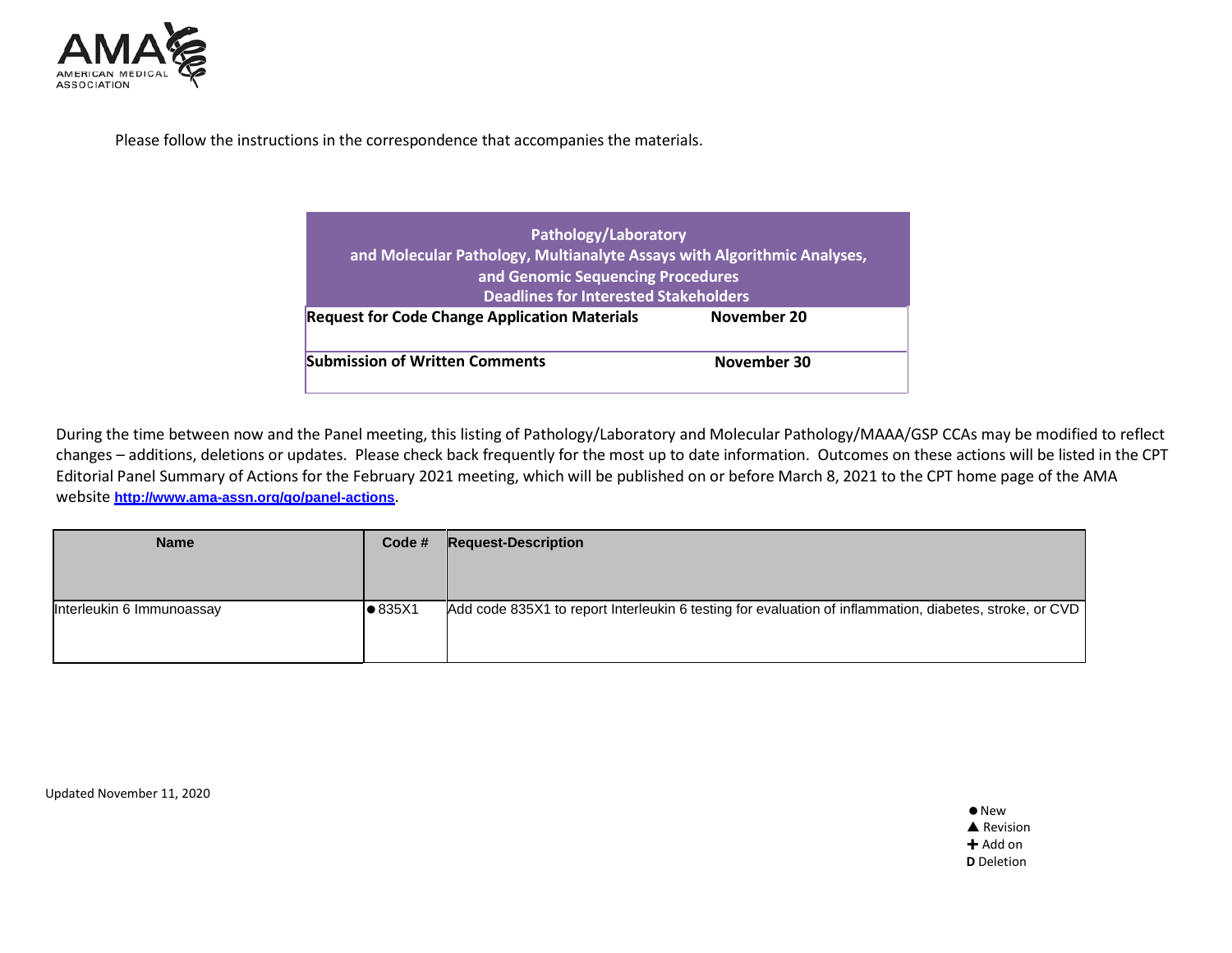AMA AMERICAN MEDICAL ASSOCIATION

Please follow the instructions in the correspondence that accompanies the materials.

| Pathology/Laboratory and Molecular Pathology, Multianalyte Assays with Algorithmic Analyses, and Genomic Sequencing Procedures Deadlines for Interested Stakeholders | |
|---|---|
| **Request for Code Change Application Materials** | **November 20** |
| **Submission of Written Comments** | **November 30** |

During the time between now and the Panel meeting, this listing of Pathology/Laboratory and Molecular Pathology/MAAA/GSP CCAs may be modified to reflect changes – additions, deletions or updates. Please check back frequently for the most up to date information. Outcomes on these actions will be listed in the CPT Editorial Panel Summary of Actions for the February 2021 meeting, which will be published on or before March 8, 2021 to the CPT home page of the AMA website http://www.ama-assn.org/go/panel-actions.

| Name | Code # | Request-Description |
|---|---|---|
| Interleukin 6 Immunoassay | ● 835X1 | Add code 835X1 to report Interleukin 6 testing for evaluation of inflammation, diabetes, stroke, or CVD |

Updated November 11, 2020

● New
▲ Revision
✚ Add on
**D** Deletion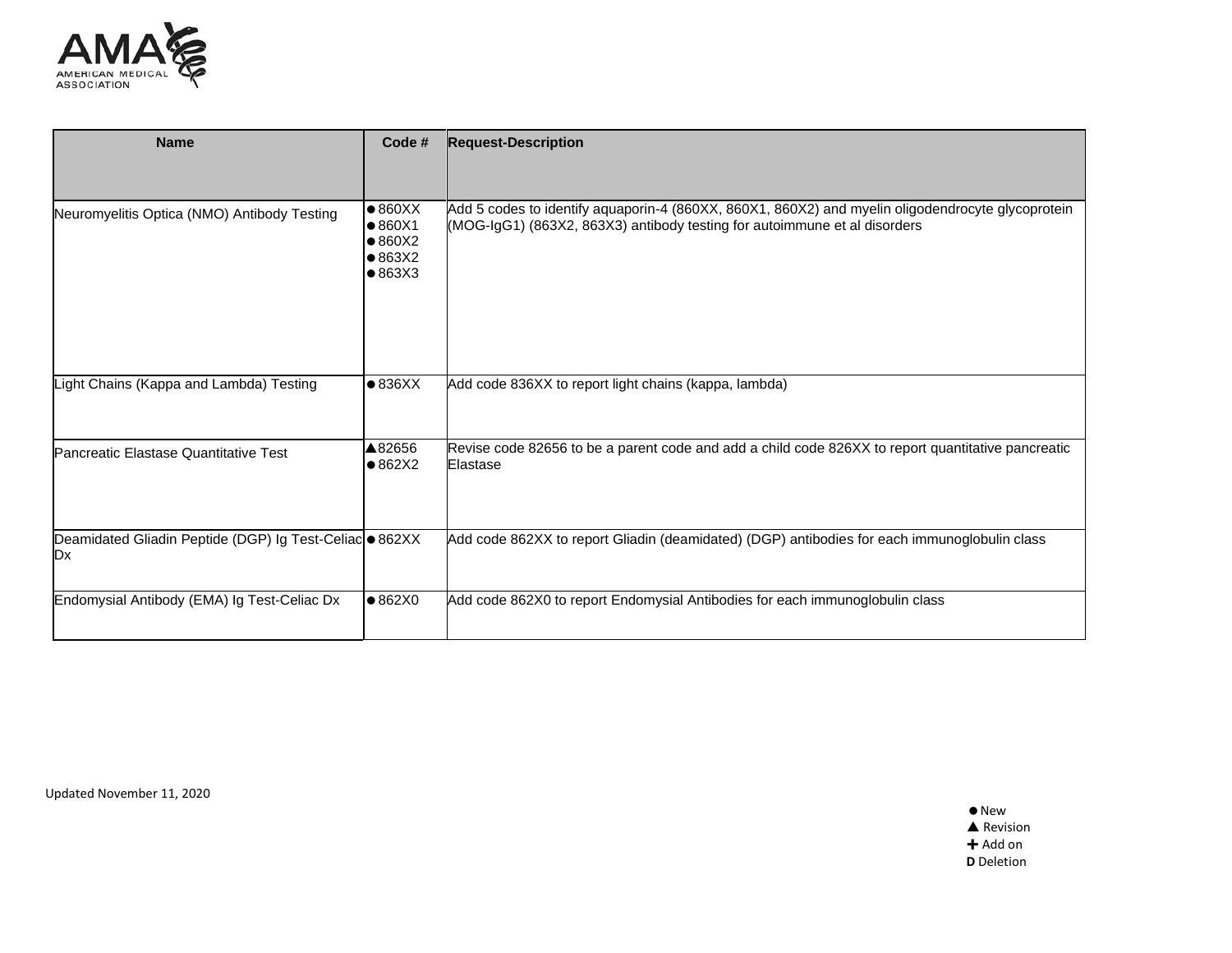| Name | Code # | Request-Description |
| --- | --- | --- |
| Neuromyelitis Optica (NMO) Antibody Testing | ●860XX ●860X1 ●860X2 ●863X2 ●863X3 | Add 5 codes to identify aquaporin-4 (860XX, 860X1, 860X2) and myelin oligodendrocyte glycoprotein (MOG-IgG1) (863X2, 863X3) antibody testing for autoimmune et al disorders |
| Light Chains (Kappa and Lambda) Testing | ●836XX | Add code 836XX to report light chains (kappa, lambda) |
| Pancreatic Elastase Quantitative Test | ▲82656 ●862X2 | Revise code 82656 to be a parent code and add a child code 826XX to report quantitative pancreatic Elastase |
| Deamidated Gliadin Peptide (DGP) Ig Test-Celiac Dx | ●862XX | Add code 862XX to report Gliadin (deamidated) (DGP) antibodies for each immunoglobulin class |
| Endomysial Antibody (EMA) Ig Test-Celiac Dx | ●862X0 | Add code 862X0 to report Endomysial Antibodies for each immunoglobulin class |

Updated November 11, 2020

● New
▲ Revision
✚ Add on
**D** Deletion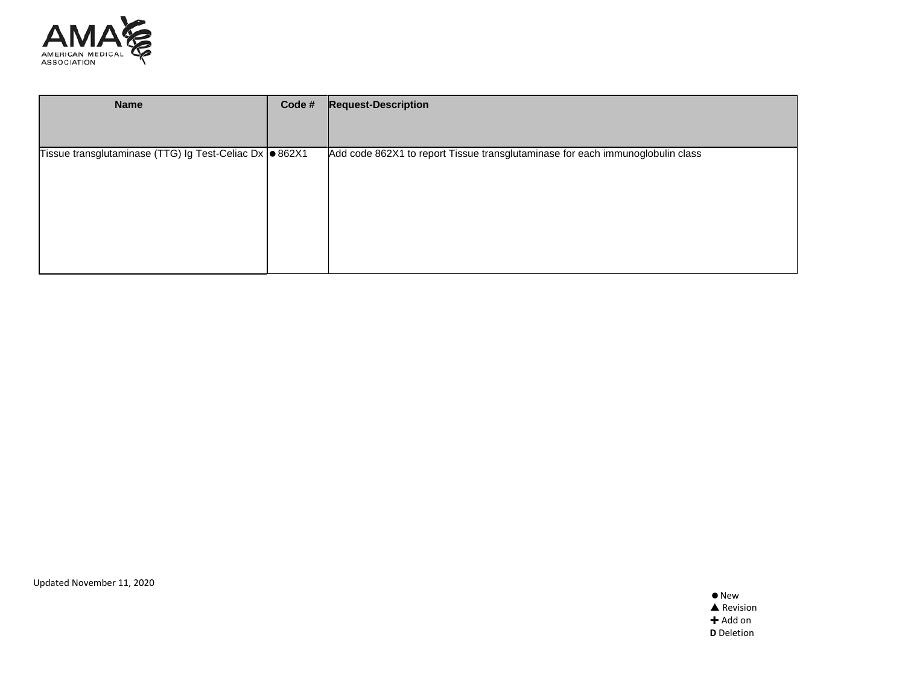| Name | Code # | Request-Description |
|---|---|---|
| Tissue transglutaminase (TTG) Ig Test-Celiac Dx | ● 862X1 | Add code 862X1 to report Tissue transglutaminase for each immunoglobulin class |

Updated November 11, 2020

● New
▲ Revision
✚ Add on
**D** Deletion